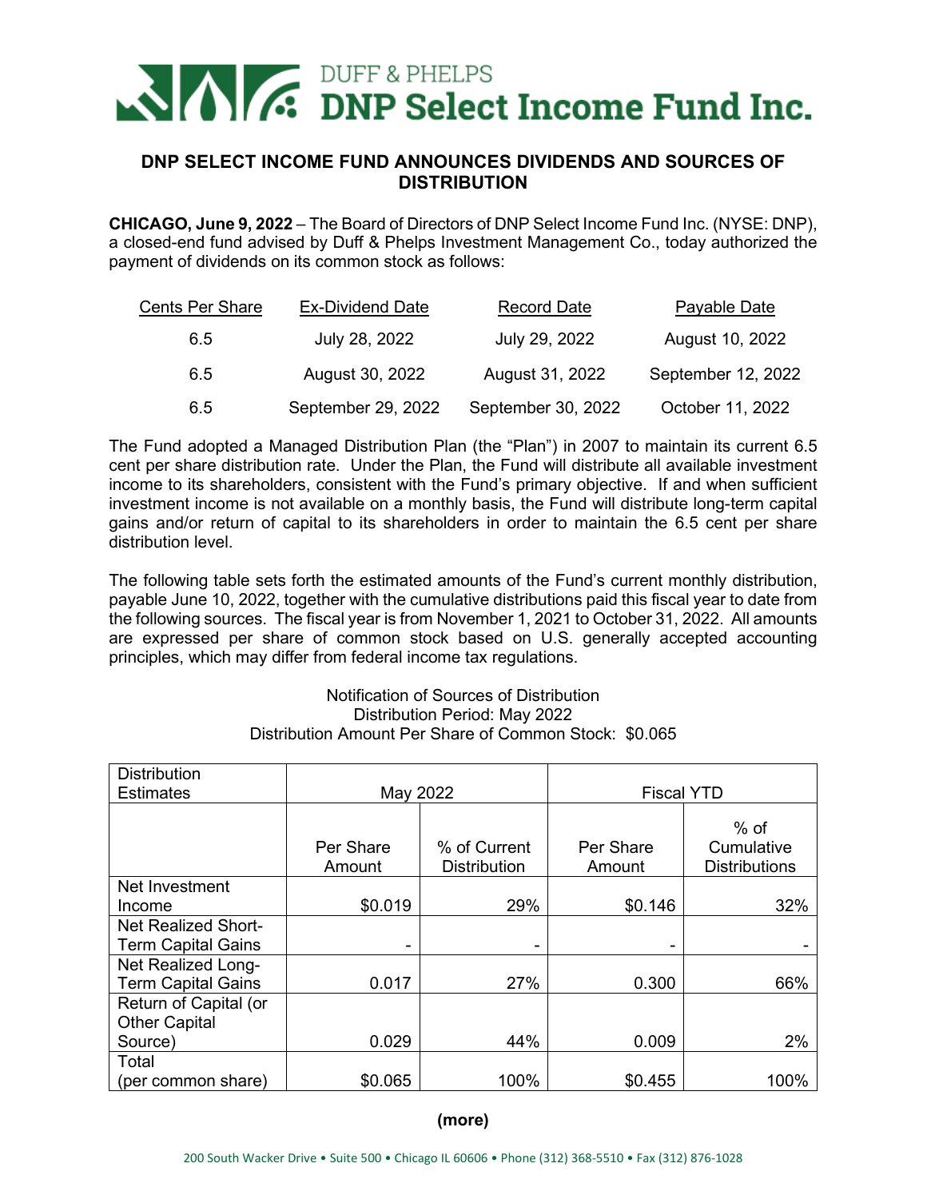# DUFF & PHELPS DNP Select Income Fund Inc.

## DNP SELECT INCOME FUND ANNOUNCES DIVIDENDS AND SOURCES OF DISTRIBUTION

**CHICAGO, June 9, 2022** – The Board of Directors of DNP Select Income Fund Inc. (NYSE: DNP), a closed-end fund advised by Duff & Phelps Investment Management Co., today authorized the payment of dividends on its common stock as follows:

| Cents Per Share | Ex-Dividend Date | Record Date | Payable Date |
|---|---|---|---|
| 6.5 | July 28, 2022 | July 29, 2022 | August 10, 2022 |
| 6.5 | August 30, 2022 | August 31, 2022 | September 12, 2022 |
| 6.5 | September 29, 2022 | September 30, 2022 | October 11, 2022 |

The Fund adopted a Managed Distribution Plan (the "Plan") in 2007 to maintain its current 6.5 cent per share distribution rate. Under the Plan, the Fund will distribute all available investment income to its shareholders, consistent with the Fund's primary objective. If and when sufficient investment income is not available on a monthly basis, the Fund will distribute long-term capital gains and/or return of capital to its shareholders in order to maintain the 6.5 cent per share distribution level.

The following table sets forth the estimated amounts of the Fund's current monthly distribution, payable June 10, 2022, together with the cumulative distributions paid this fiscal year to date from the following sources. The fiscal year is from November 1, 2021 to October 31, 2022. All amounts are expressed per share of common stock based on U.S. generally accepted accounting principles, which may differ from federal income tax regulations.

Notification of Sources of Distribution
Distribution Period: May 2022
Distribution Amount Per Share of Common Stock: $0.065

| Distribution Estimates | May 2022 | | Fiscal YTD | |
|---|---|---|---|---|
| | Per Share Amount | % of Current Distribution | Per Share Amount | % of Cumulative Distributions |
| Net Investment Income | $0.019 | 29% | $0.146 | 32% |
| Net Realized Short-Term Capital Gains | - | - | - | - |
| Net Realized Long-Term Capital Gains | 0.017 | 27% | 0.300 | 66% |
| Return of Capital (or Other Capital Source) | 0.029 | 44% | 0.009 | 2% |
| Total (per common share) | $0.065 | 100% | $0.455 | 100% |

**(more)**

200 South Wacker Drive • Suite 500 • Chicago IL 60606 • Phone (312) 368-5510 • Fax (312) 876-1028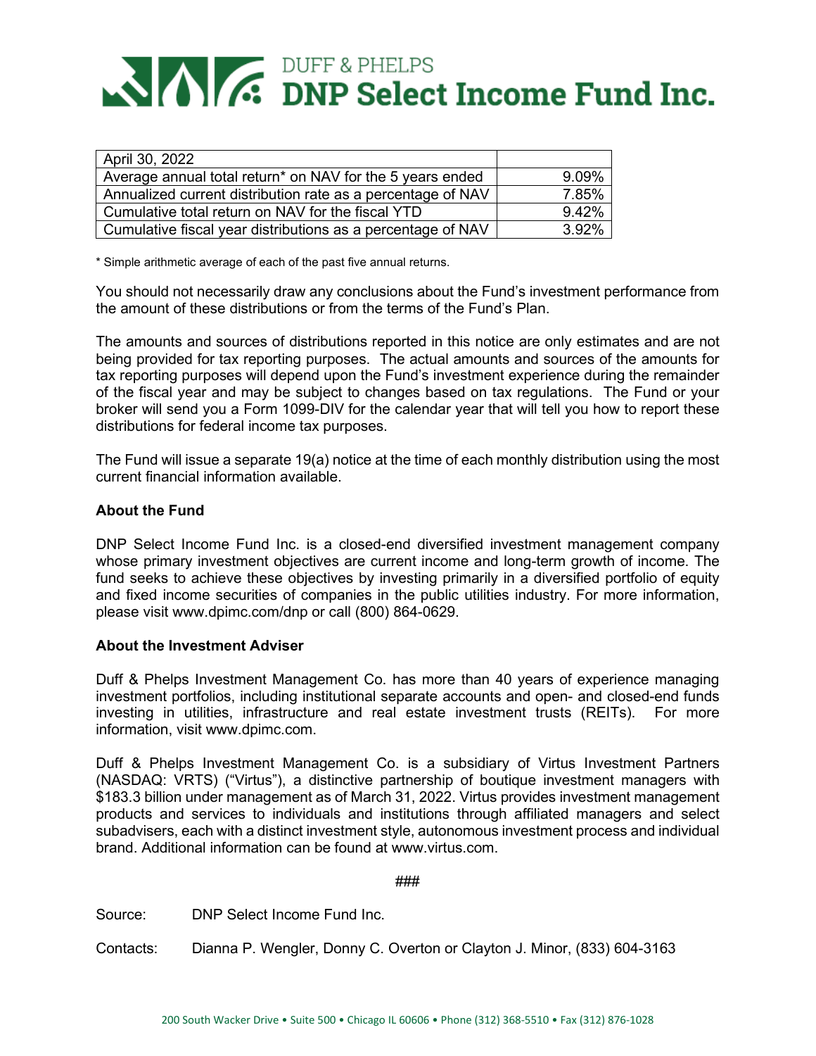# DUFF & PHELPS
# DNP Select Income Fund Inc.

| April 30, 2022 | |
|---|---|
| Average annual total return* on NAV for the 5 years ended | 9.09% |
| Annualized current distribution rate as a percentage of NAV | 7.85% |
| Cumulative total return on NAV for the fiscal YTD | 9.42% |
| Cumulative fiscal year distributions as a percentage of NAV | 3.92% |

* Simple arithmetic average of each of the past five annual returns.

You should not necessarily draw any conclusions about the Fund's investment performance from the amount of these distributions or from the terms of the Fund's Plan.

The amounts and sources of distributions reported in this notice are only estimates and are not being provided for tax reporting purposes. The actual amounts and sources of the amounts for tax reporting purposes will depend upon the Fund's investment experience during the remainder of the fiscal year and may be subject to changes based on tax regulations. The Fund or your broker will send you a Form 1099-DIV for the calendar year that will tell you how to report these distributions for federal income tax purposes.

The Fund will issue a separate 19(a) notice at the time of each monthly distribution using the most current financial information available.

**About the Fund**

DNP Select Income Fund Inc. is a closed-end diversified investment management company whose primary investment objectives are current income and long-term growth of income. The fund seeks to achieve these objectives by investing primarily in a diversified portfolio of equity and fixed income securities of companies in the public utilities industry. For more information, please visit www.dpimc.com/dnp or call (800) 864-0629.

**About the Investment Adviser**

Duff & Phelps Investment Management Co. has more than 40 years of experience managing investment portfolios, including institutional separate accounts and open- and closed-end funds investing in utilities, infrastructure and real estate investment trusts (REITs). For more information, visit www.dpimc.com.

Duff & Phelps Investment Management Co. is a subsidiary of Virtus Investment Partners (NASDAQ: VRTS) ("Virtus"), a distinctive partnership of boutique investment managers with $183.3 billion under management as of March 31, 2022. Virtus provides investment management products and services to individuals and institutions through affiliated managers and select subadvisers, each with a distinct investment style, autonomous investment process and individual brand. Additional information can be found at www.virtus.com.

###

Source: DNP Select Income Fund Inc.

Contacts: Dianna P. Wengler, Donny C. Overton or Clayton J. Minor, (833) 604-3163

200 South Wacker Drive • Suite 500 • Chicago IL 60606 • Phone (312) 368-5510 • Fax (312) 876-1028